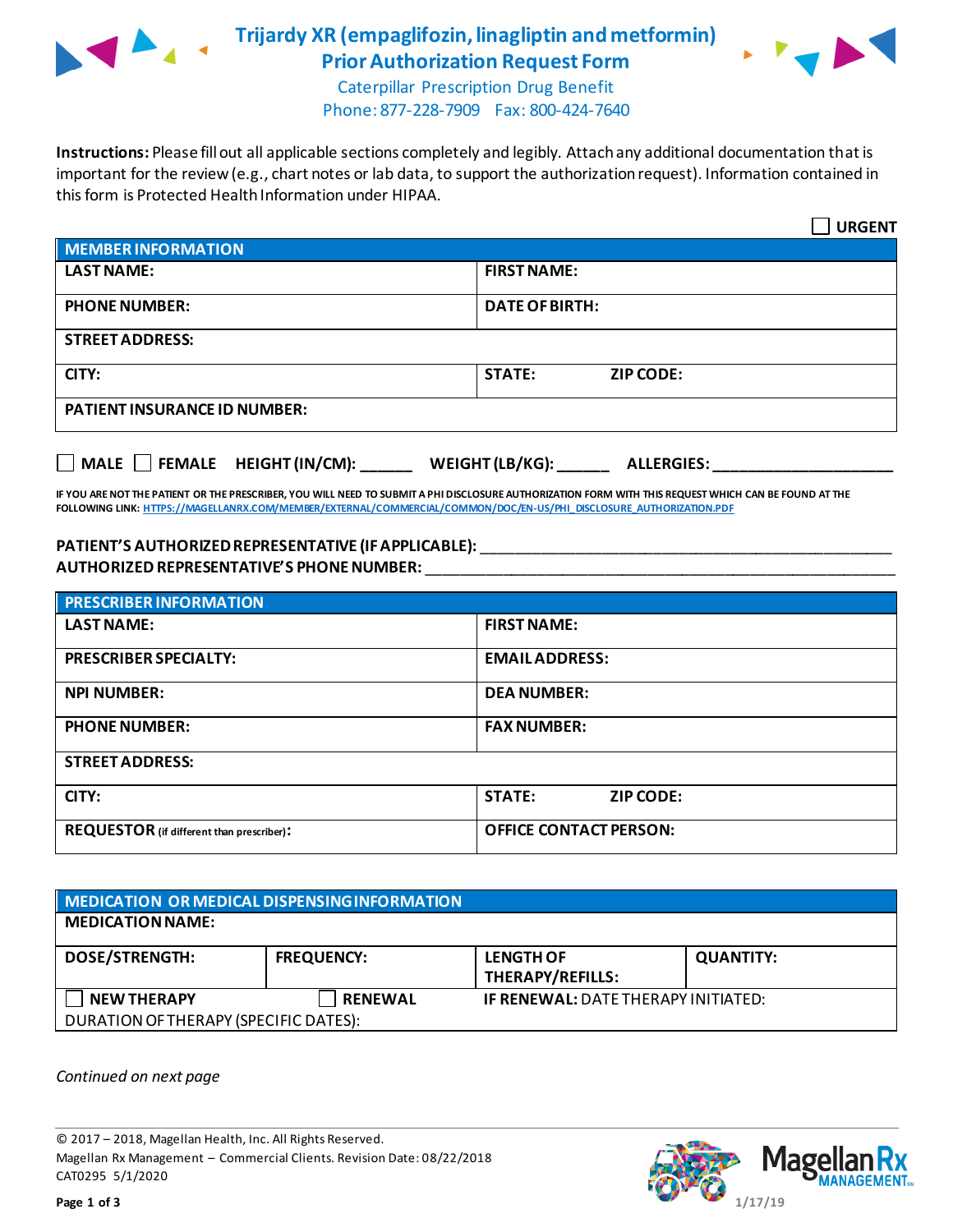# Trijardy XR (empagliflozin, linagliptin and metformin) Prior Authorization Request Form

Caterpillar Prescription Drug Benefit
Phone: 877-228-7909 Fax: 800-424-7640

**Instructions:** Please fill out all applicable sections completely and legibly. Attach any additional documentation that is important for the review (e.g., chart notes or lab data, to support the authorization request). Information contained in this form is Protected Health Information under HIPAA.

☐ **URGENT**

| MEMBER INFORMATION | |
|---|---|
| **LAST NAME:** | **FIRST NAME:** |
| **PHONE NUMBER:** | **DATE OF BIRTH:** |
| **STREET ADDRESS:** | |
| **CITY:** | **STATE:** **ZIP CODE:** |
| **PATIENT INSURANCE ID NUMBER:** | |

☐ **MALE** ☐ **FEMALE** **HEIGHT (IN/CM):** ______ **WEIGHT (LB/KG):** ______ **ALLERGIES:** ____________________

**IF YOU ARE NOT THE PATIENT OR THE PRESCRIBER, YOU WILL NEED TO SUBMIT A PHI DISCLOSURE AUTHORIZATION FORM WITH THIS REQUEST WHICH CAN BE FOUND AT THE FOLLOWING LINK:** HTTPS://MAGELLANRX.COM/MEMBER/EXTERNAL/COMMERCIAL/COMMON/DOC/EN-US/PHI_DISCLOSURE_AUTHORIZATION.PDF

**PATIENT'S AUTHORIZED REPRESENTATIVE (IF APPLICABLE):** ____________________________________________
**AUTHORIZED REPRESENTATIVE'S PHONE NUMBER:** ____________________________________________

| PRESCRIBER INFORMATION | |
|---|---|
| **LAST NAME:** | **FIRST NAME:** |
| **PRESCRIBER SPECIALTY:** | **EMAIL ADDRESS:** |
| **NPI NUMBER:** | **DEA NUMBER:** |
| **PHONE NUMBER:** | **FAX NUMBER:** |
| **STREET ADDRESS:** | |
| **CITY:** | **STATE:** **ZIP CODE:** |
| **REQUESTOR** (if different than prescriber)**:** | **OFFICE CONTACT PERSON:** |

| MEDICATION OR MEDICAL DISPENSING INFORMATION | | | |
|---|---|---|---|
| **MEDICATION NAME:** | | | |
| **DOSE/STRENGTH:** | **FREQUENCY:** | **LENGTH OF THERAPY/REFILLS:** | **QUANTITY:** |
| ☐ **NEW THERAPY** | ☐ **RENEWAL** | **IF RENEWAL:** DATE THERAPY INITIATED: | |
| DURATION OF THERAPY (SPECIFIC DATES): | | | |

*Continued on next page*

© 2017 – 2018, Magellan Health, Inc. All Rights Reserved.
Magellan Rx Management – Commercial Clients. Revision Date: 08/22/2018
CAT0295 5/1/2020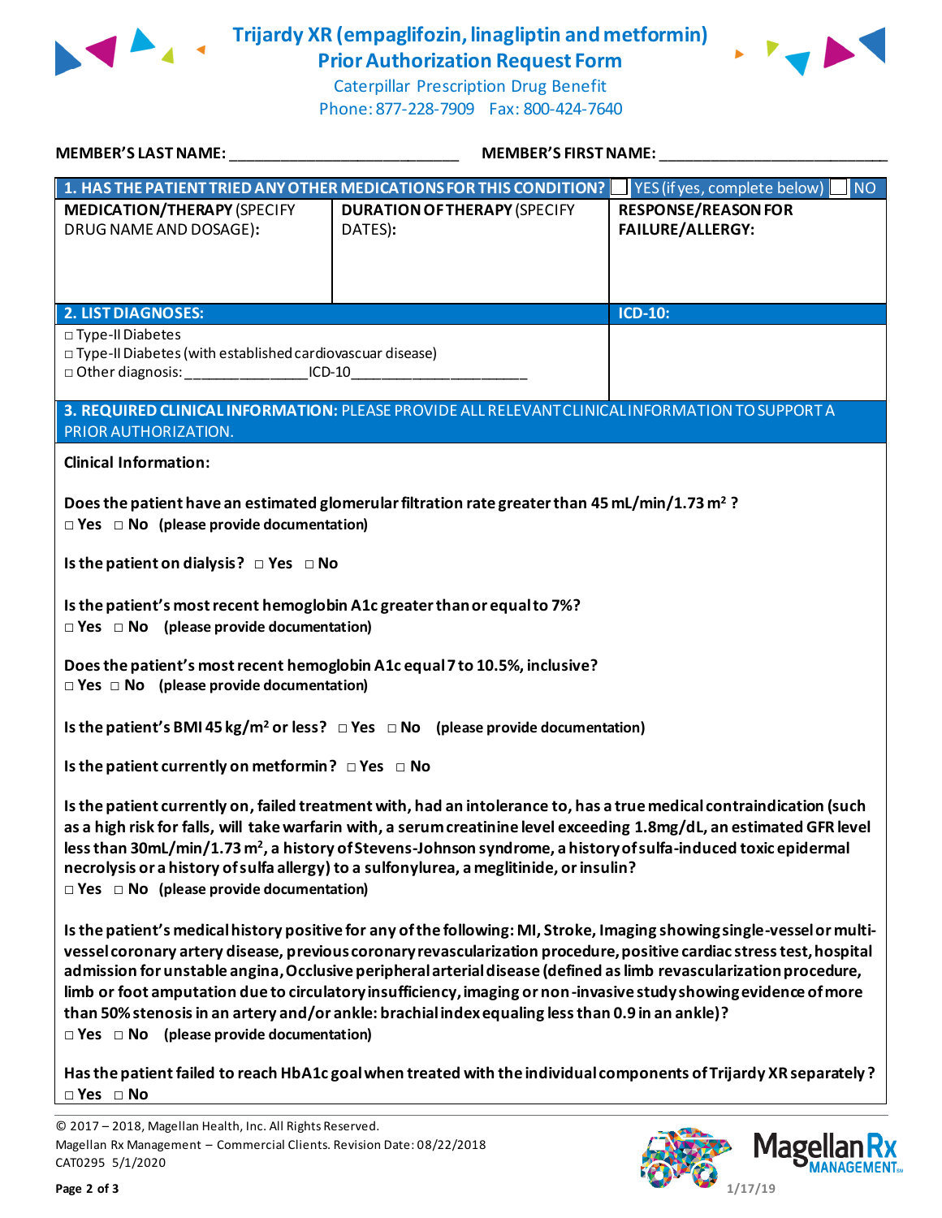# Trijardy XR (empagliflozin, linagliptin and metformin) Prior Authorization Request Form

Caterpillar Prescription Drug Benefit
Phone: 877-228-7909 Fax: 800-424-7640

**MEMBER'S LAST NAME:** ___________________________ **MEMBER'S FIRST NAME:** ___________________________

| 1. HAS THE PATIENT TRIED ANY OTHER MEDICATIONS FOR THIS CONDITION? ☐ YES (if yes, complete below) ☐ NO | | |
|---|---|---|
| **MEDICATION/THERAPY** (SPECIFY DRUG NAME AND DOSAGE): | **DURATION OF THERAPY** (SPECIFY DATES): | **RESPONSE/REASON FOR FAILURE/ALLERGY:** |
| | | |

| 2. LIST DIAGNOSES: | ICD-10: |
|---|---|
| □ Type-II Diabetes<br>□ Type-II Diabetes (with established cardiovascuar disease)<br>□ Other diagnosis: _______________ICD-10_____________________ | |

**3. REQUIRED CLINICAL INFORMATION:** PLEASE PROVIDE ALL RELEVANT CLINICAL INFORMATION TO SUPPORT A PRIOR AUTHORIZATION.

**Clinical Information:**

**Does the patient have an estimated glomerular filtration rate greater than 45 mL/min/1.73 m² ?**
□ Yes □ No (please provide documentation)

**Is the patient on dialysis?** □ Yes □ No

**Is the patient's most recent hemoglobin A1c greater than or equal to 7%?**
□ Yes □ No (please provide documentation)

**Does the patient's most recent hemoglobin A1c equal 7 to 10.5%, inclusive?**
□ Yes □ No (please provide documentation)

**Is the patient's BMI 45 kg/m² or less?** □ Yes □ No (please provide documentation)

**Is the patient currently on metformin?** □ Yes □ No

**Is the patient currently on, failed treatment with, had an intolerance to, has a true medical contraindication (such as a high risk for falls, will take warfarin with, a serum creatinine level exceeding 1.8mg/dL, an estimated GFR level less than 30mL/min/1.73 m², a history of Stevens-Johnson syndrome, a history of sulfa-induced toxic epidermal necrolysis or a history of sulfa allergy) to a sulfonylurea, a meglitinide, or insulin?**
□ Yes □ No (please provide documentation)

**Is the patient's medical history positive for any of the following: MI, Stroke, Imaging showing single-vessel or multi-vessel coronary artery disease, previous coronary revascularization procedure, positive cardiac stress test, hospital admission for unstable angina, Occlusive peripheral arterial disease (defined as limb revascularization procedure, limb or foot amputation due to circulatory insufficiency, imaging or non-invasive study showing evidence of more than 50% stenosis in an artery and/or ankle: brachial index equaling less than 0.9 in an ankle)?**
□ Yes □ No (please provide documentation)

**Has the patient failed to reach HbA1c goal when treated with the individual components of Trijardy XR separately?**
□ Yes □ No

© 2017 – 2018, Magellan Health, Inc. All Rights Reserved.
Magellan Rx Management – Commercial Clients. Revision Date: 08/22/2018
CAT0295 5/1/2020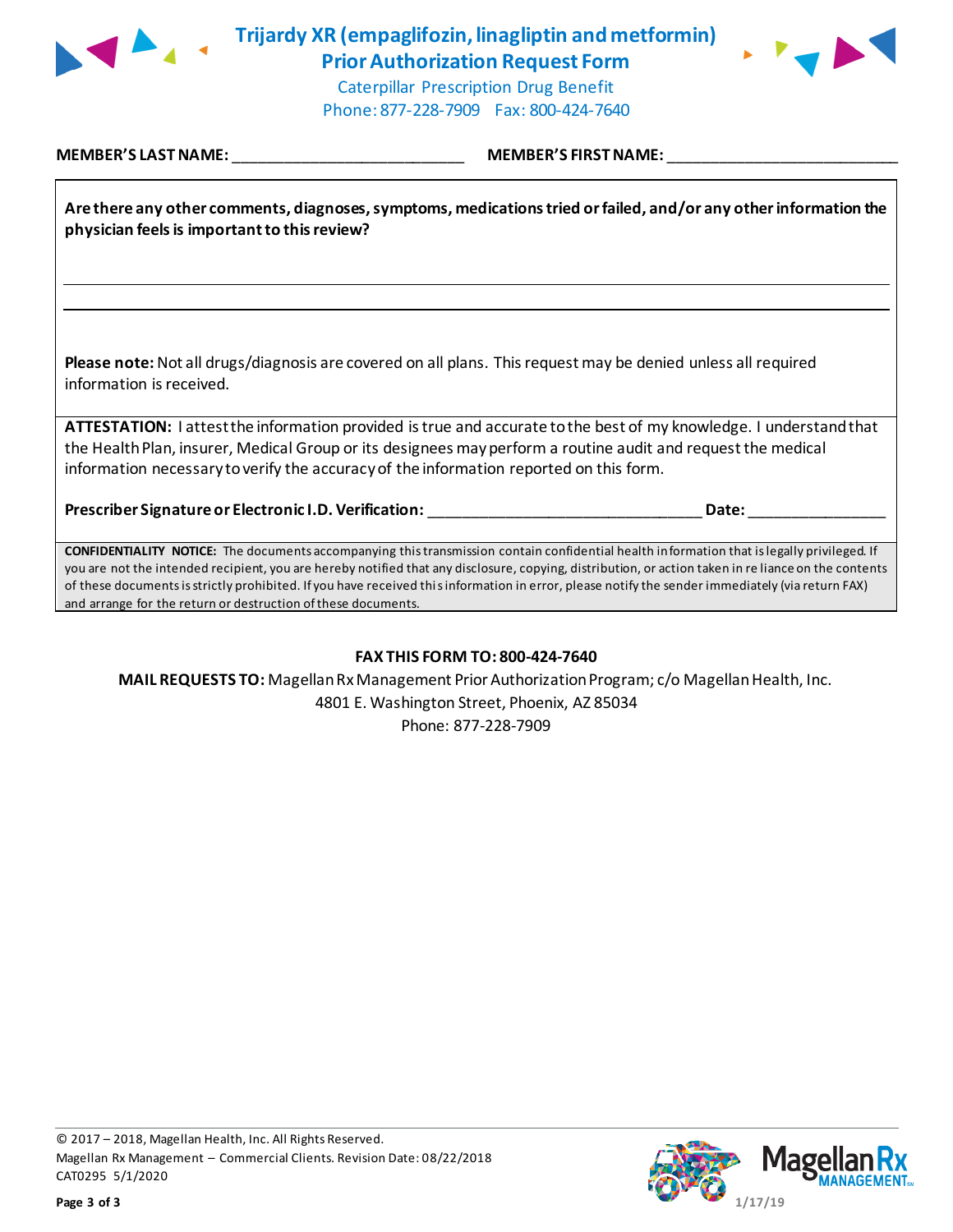# Trijardy XR (empagliflozin, linagliptin and metformin) Prior Authorization Request Form

Caterpillar Prescription Drug Benefit
Phone: 877-228-7909 Fax: 800-424-7640

**MEMBER'S LAST NAME:** ___________________________ **MEMBER'S FIRST NAME:** ___________________________

**Are there any other comments, diagnoses, symptoms, medications tried or failed, and/or any other information the physician feels is important to this review?**

___________________________________________________________________________

___________________________________________________________________________

**Please note:** Not all drugs/diagnosis are covered on all plans. This request may be denied unless all required information is received.

**ATTESTATION:** I attest the information provided is true and accurate to the best of my knowledge. I understand that the Health Plan, insurer, Medical Group or its designees may perform a routine audit and request the medical information necessary to verify the accuracy of the information reported on this form.

**Prescriber Signature or Electronic I.D. Verification:** ________________________________ **Date:** ________________

**CONFIDENTIALITY NOTICE:** The documents accompanying this transmission contain confidential health information that is legally privileged. If you are not the intended recipient, you are hereby notified that any disclosure, copying, distribution, or action taken in reliance on the contents of these documents is strictly prohibited. If you have received this information in error, please notify the sender immediately (via return FAX) and arrange for the return or destruction of these documents.

**FAX THIS FORM TO: 800-424-7640**

**MAIL REQUESTS TO:** Magellan Rx Management Prior Authorization Program; c/o Magellan Health, Inc.
4801 E. Washington Street, Phoenix, AZ 85034
Phone: 877-228-7909

© 2017 – 2018, Magellan Health, Inc. All Rights Reserved.
Magellan Rx Management – Commercial Clients. Revision Date: 08/22/2018
CAT0295 5/1/2020

1/17/19